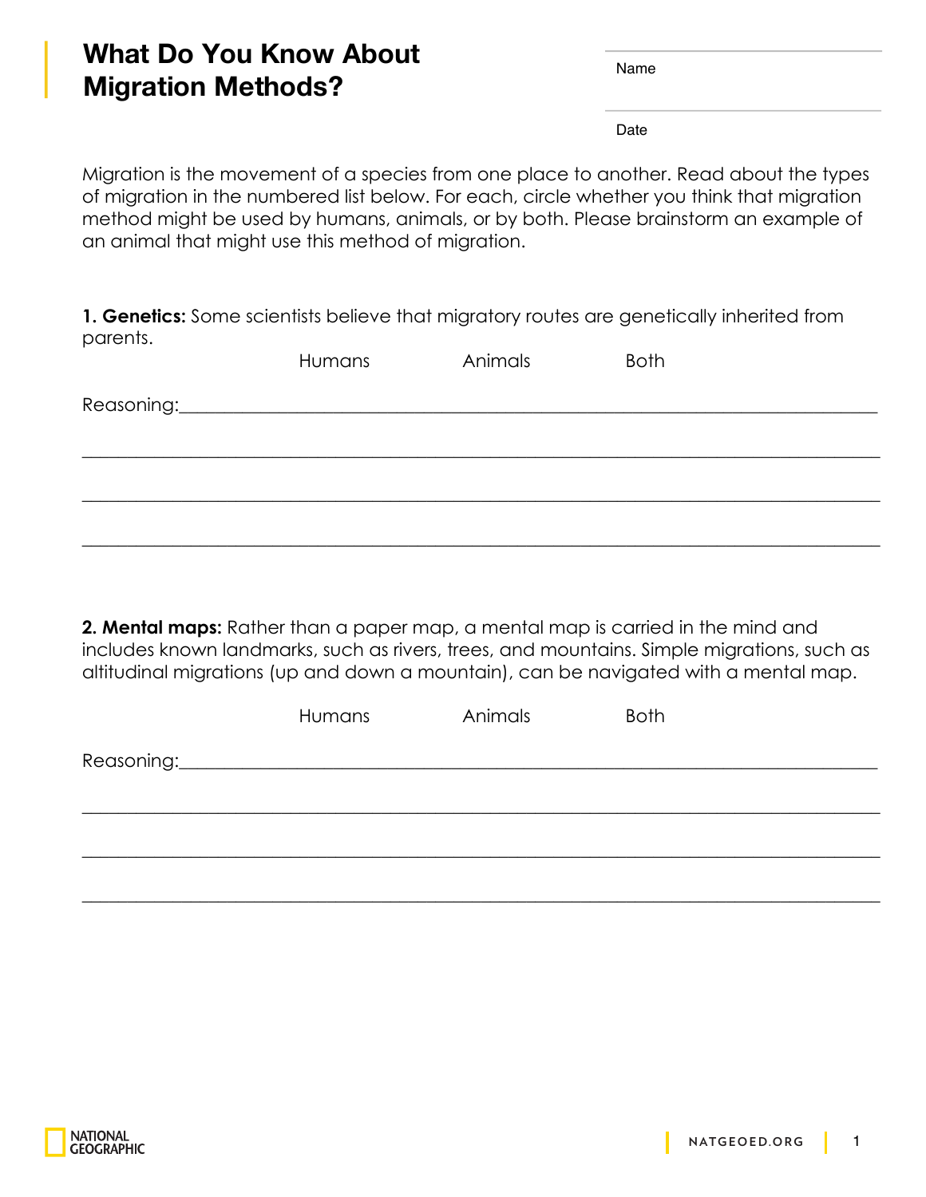# What Do You Know About Migration Methods?

Name

Date

Migration is the movement of a species from one place to another. Read about the types of migration in the numbered list below. For each, circle whether you think that migration method might be used by humans, animals, or by both. Please brainstorm an example of an animal that might use this method of migration.

**1. Genetics:** Some scientists believe that migratory routes are genetically inherited from parents.

Humans Animals Both

Reasoning:____________________________________________________________________________

______________________________________________________________________________________

______________________________________________________________________________________

______________________________________________________________________________________

**2. Mental maps:** Rather than a paper map, a mental map is carried in the mind and includes known landmarks, such as rivers, trees, and mountains. Simple migrations, such as altitudinal migrations (up and down a mountain), can be navigated with a mental map.

Humans Animals Both

Reasoning:____________________________________________________________________________

______________________________________________________________________________________

______________________________________________________________________________________

______________________________________________________________________________________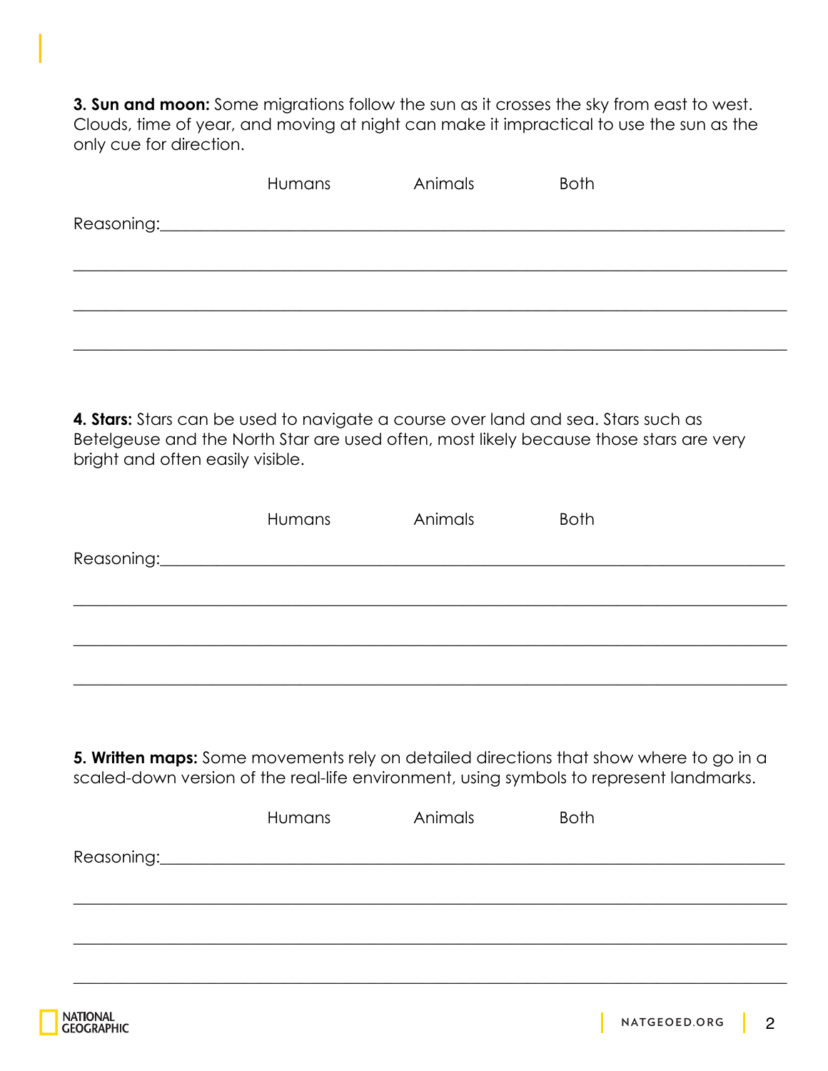**3. Sun and moon:** Some migrations follow the sun as it crosses the sky from east to west. Clouds, time of year, and moving at night can make it impractical to use the sun as the only cue for direction.

Humans Animals Both

Reasoning:_______________________________________________________________________

_________________________________________________________________________________

_________________________________________________________________________________

_________________________________________________________________________________

**4. Stars:** Stars can be used to navigate a course over land and sea. Stars such as Betelgeuse and the North Star are used often, most likely because those stars are very bright and often easily visible.

Humans Animals Both

Reasoning:_______________________________________________________________________

_________________________________________________________________________________

_________________________________________________________________________________

_________________________________________________________________________________

**5. Written maps:** Some movements rely on detailed directions that show where to go in a scaled-down version of the real-life environment, using symbols to represent landmarks.

Humans Animals Both

Reasoning:_______________________________________________________________________

_________________________________________________________________________________

_________________________________________________________________________________

_________________________________________________________________________________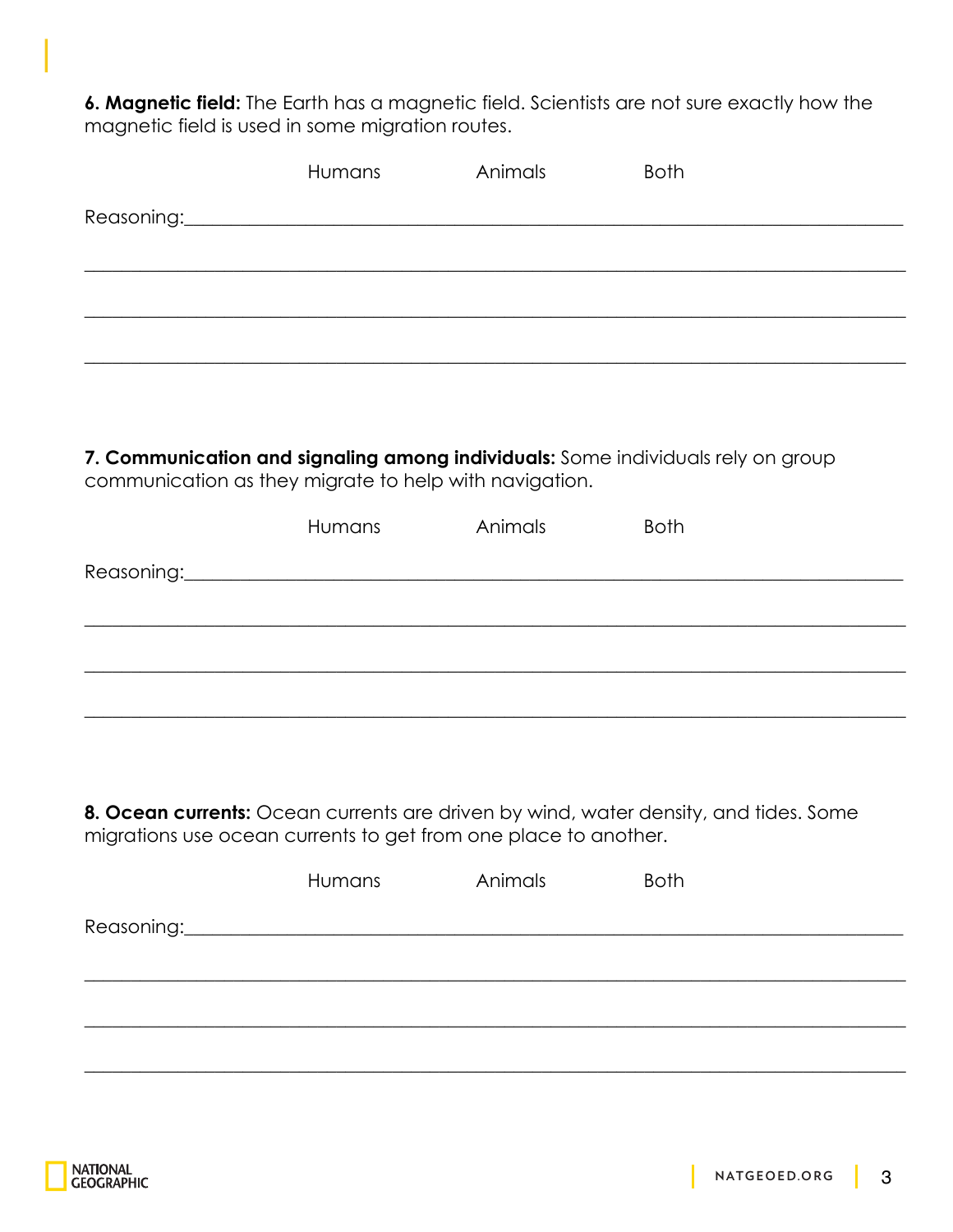**6. Magnetic field:** The Earth has a magnetic field. Scientists are not sure exactly how the magnetic field is used in some migration routes.

Humans    Animals    Both

Reasoning:___________________________________________________________________________

______________________________________________________________________________________

______________________________________________________________________________________

______________________________________________________________________________________

**7. Communication and signaling among individuals:** Some individuals rely on group communication as they migrate to help with navigation.

Humans    Animals    Both

Reasoning:___________________________________________________________________________

______________________________________________________________________________________

______________________________________________________________________________________

______________________________________________________________________________________

**8. Ocean currents:** Ocean currents are driven by wind, water density, and tides. Some migrations use ocean currents to get from one place to another.

Humans    Animals    Both

Reasoning:___________________________________________________________________________

______________________________________________________________________________________

______________________________________________________________________________________

______________________________________________________________________________________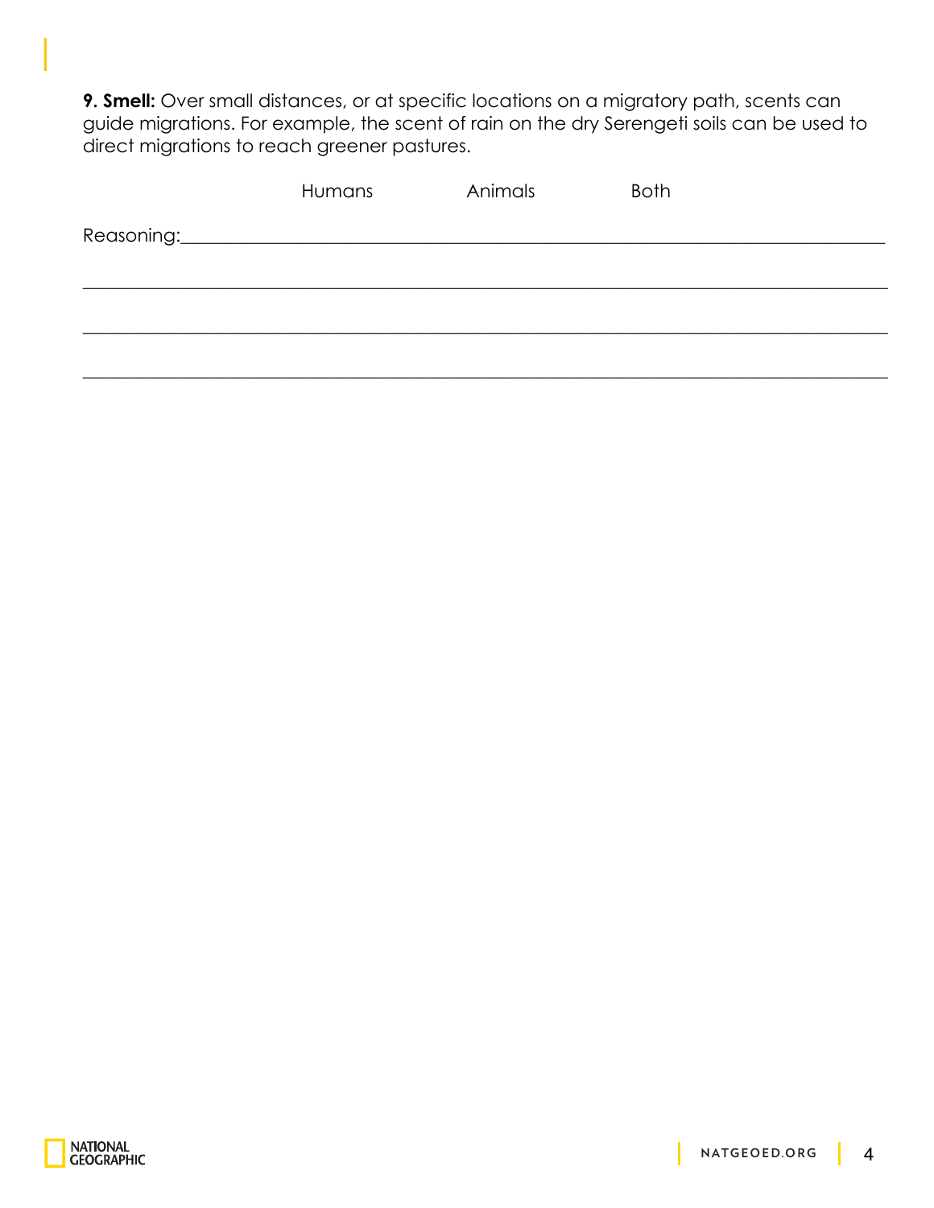**9. Smell:** Over small distances, or at specific locations on a migratory path, scents can guide migrations. For example, the scent of rain on the dry Serengeti soils can be used to direct migrations to reach greener pastures.

Humans     Animals     Both

Reasoning:____________________________________________________________________________

______________________________________________________________________________________

______________________________________________________________________________________

______________________________________________________________________________________